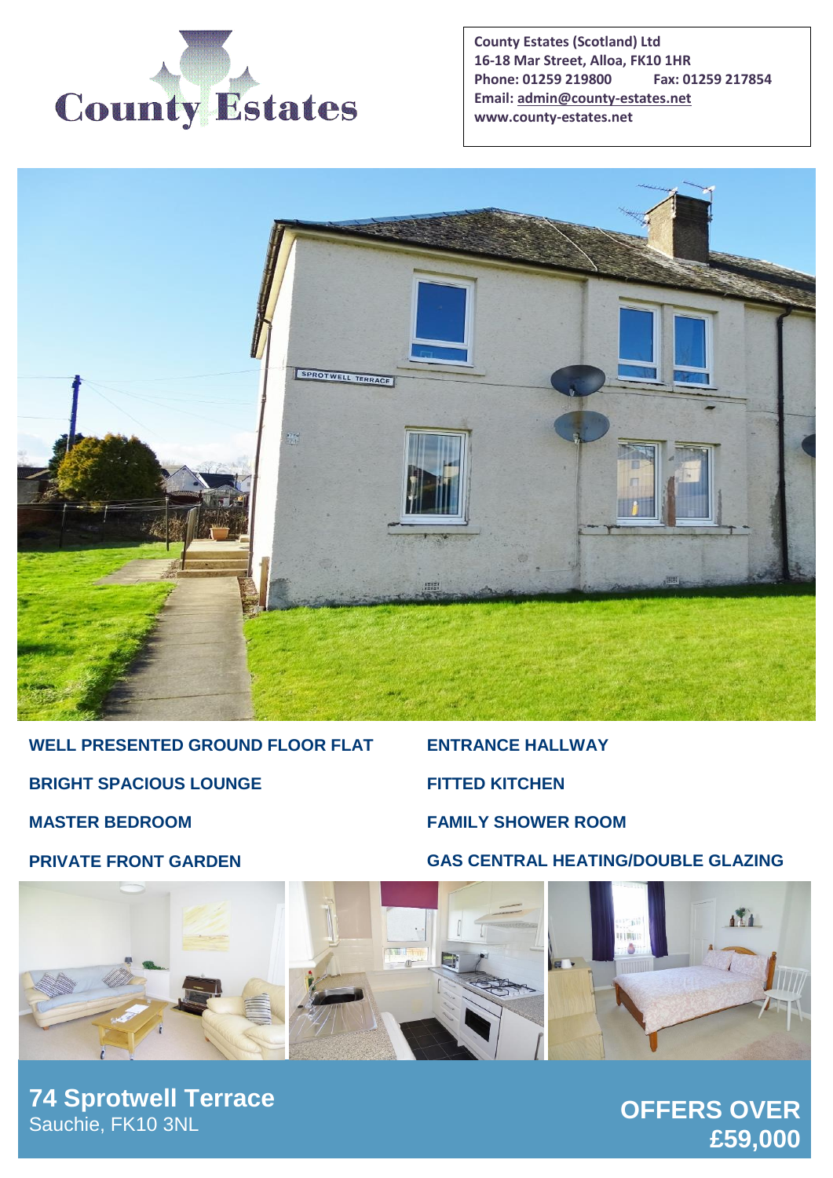# County Estates

**County Estates (Scotland) Ltd**
**16-18 Mar Street, Alloa, FK10 1HR**
**Phone: 01259 219800 Fax: 01259 217854**
**Email: admin@county-estates.net**
**www.county-estates.net**

- **WELL PRESENTED GROUND FLOOR FLAT**
- **BRIGHT SPACIOUS LOUNGE**
- **MASTER BEDROOM**
- **PRIVATE FRONT GARDEN**
- **ENTRANCE HALLWAY**
- **FITTED KITCHEN**
- **FAMILY SHOWER ROOM**
- **GAS CENTRAL HEATING/DOUBLE GLAZING**

## 74 Sprotwell Terrace
Sauchie, FK10 3NL

**OFFERS OVER £59,000**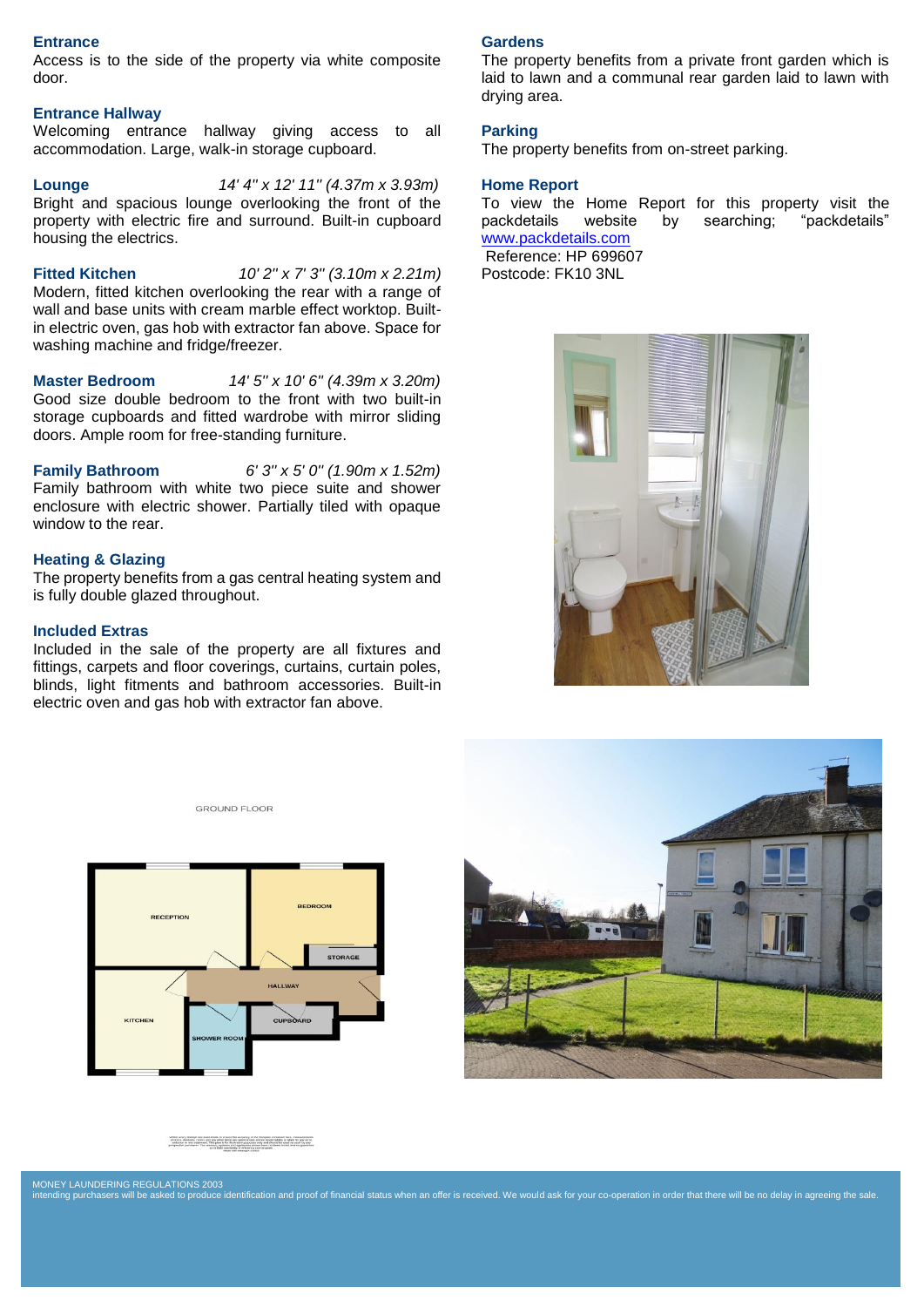### Entrance

Access is to the side of the property via white composite door.

### Entrance Hallway

Welcoming entrance hallway giving access to all accommodation. Large, walk-in storage cupboard.

### Lounge

*14' 4" x 12' 11" (4.37m x 3.93m)*

Bright and spacious lounge overlooking the front of the property with electric fire and surround. Built-in cupboard housing the electrics.

### Fitted Kitchen

*10' 2" x 7' 3" (3.10m x 2.21m)*

Modern, fitted kitchen overlooking the rear with a range of wall and base units with cream marble effect worktop. Built-in electric oven, gas hob with extractor fan above. Space for washing machine and fridge/freezer.

### Master Bedroom

*14' 5" x 10' 6" (4.39m x 3.20m)*

Good size double bedroom to the front with two built-in storage cupboards and fitted wardrobe with mirror sliding doors. Ample room for free-standing furniture.

### Family Bathroom

*6' 3" x 5' 0" (1.90m x 1.52m)*

Family bathroom with white two piece suite and shower enclosure with electric shower. Partially tiled with opaque window to the rear.

### Heating & Glazing

The property benefits from a gas central heating system and is fully double glazed throughout.

### Included Extras

Included in the sale of the property are all fixtures and fittings, carpets and floor coverings, curtains, curtain poles, blinds, light fitments and bathroom accessories. Built-in electric oven and gas hob with extractor fan above.

### Gardens

The property benefits from a private front garden which is laid to lawn and a communal rear garden laid to lawn with drying area.

### Parking

The property benefits from on-street parking.

### Home Report

To view the Home Report for this property visit the packdetails website by searching; "packdetails" www.packdetails.com

Reference: HP 699607

Postcode: FK10 3NL

GROUND FLOOR

RECEPTION

BEDROOM

STORAGE

HALLWAY

KITCHEN

SHOWER ROOM

CUPBOARD

MONEY LAUNDERING REGULATIONS 2003

intending purchasers will be asked to produce identification and proof of financial status when an offer is received. We would ask for your co-operation in order that there will be no delay in agreeing the sale.